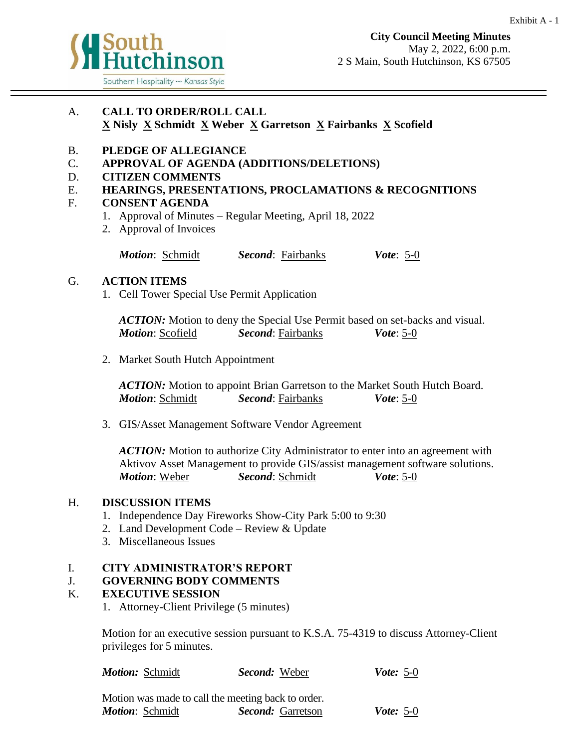Exhibit A - 1

South Hutchinson

Southern Hospitality ~ Kansas Style

**City Council Meeting Minutes**
May 2, 2022, 6:00 p.m.
2 S Main, South Hutchinson, KS 67505

---

A. **CALL TO ORDER/ROLL CALL**
**X Nisly X Schmidt X Weber X Garretson X Fairbanks X Scofield**

B. **PLEDGE OF ALLEGIANCE**

C. **APPROVAL OF AGENDA (ADDITIONS/DELETIONS)**

D. **CITIZEN COMMENTS**

E. **HEARINGS, PRESENTATIONS, PROCLAMATIONS & RECOGNITIONS**

F. **CONSENT AGENDA**

1. Approval of Minutes – Regular Meeting, April 18, 2022
2. Approval of Invoices

***Motion***: Schmidt ***Second***: Fairbanks ***Vote***: 5-0

G. **ACTION ITEMS**

1. Cell Tower Special Use Permit Application

***ACTION:*** Motion to deny the Special Use Permit based on set-backs and visual.
***Motion***: Scofield ***Second***: Fairbanks ***Vote***: 5-0

2. Market South Hutch Appointment

***ACTION:*** Motion to appoint Brian Garretson to the Market South Hutch Board.
***Motion***: Schmidt ***Second***: Fairbanks ***Vote***: 5-0

3. GIS/Asset Management Software Vendor Agreement

***ACTION:*** Motion to authorize City Administrator to enter into an agreement with Aktivov Asset Management to provide GIS/assist management software solutions.
***Motion***: Weber ***Second***: Schmidt ***Vote***: 5-0

H. **DISCUSSION ITEMS**

1. Independence Day Fireworks Show-City Park 5:00 to 9:30
2. Land Development Code – Review & Update
3. Miscellaneous Issues

I. **CITY ADMINISTRATOR'S REPORT**

J. **GOVERNING BODY COMMENTS**

K. **EXECUTIVE SESSION**

1. Attorney-Client Privilege (5 minutes)

Motion for an executive session pursuant to K.S.A. 75-4319 to discuss Attorney-Client privileges for 5 minutes.

***Motion:*** Schmidt ***Second:*** Weber ***Vote:*** 5-0

Motion was made to call the meeting back to order.
***Motion***: Schmidt ***Second:*** Garretson ***Vote:*** 5-0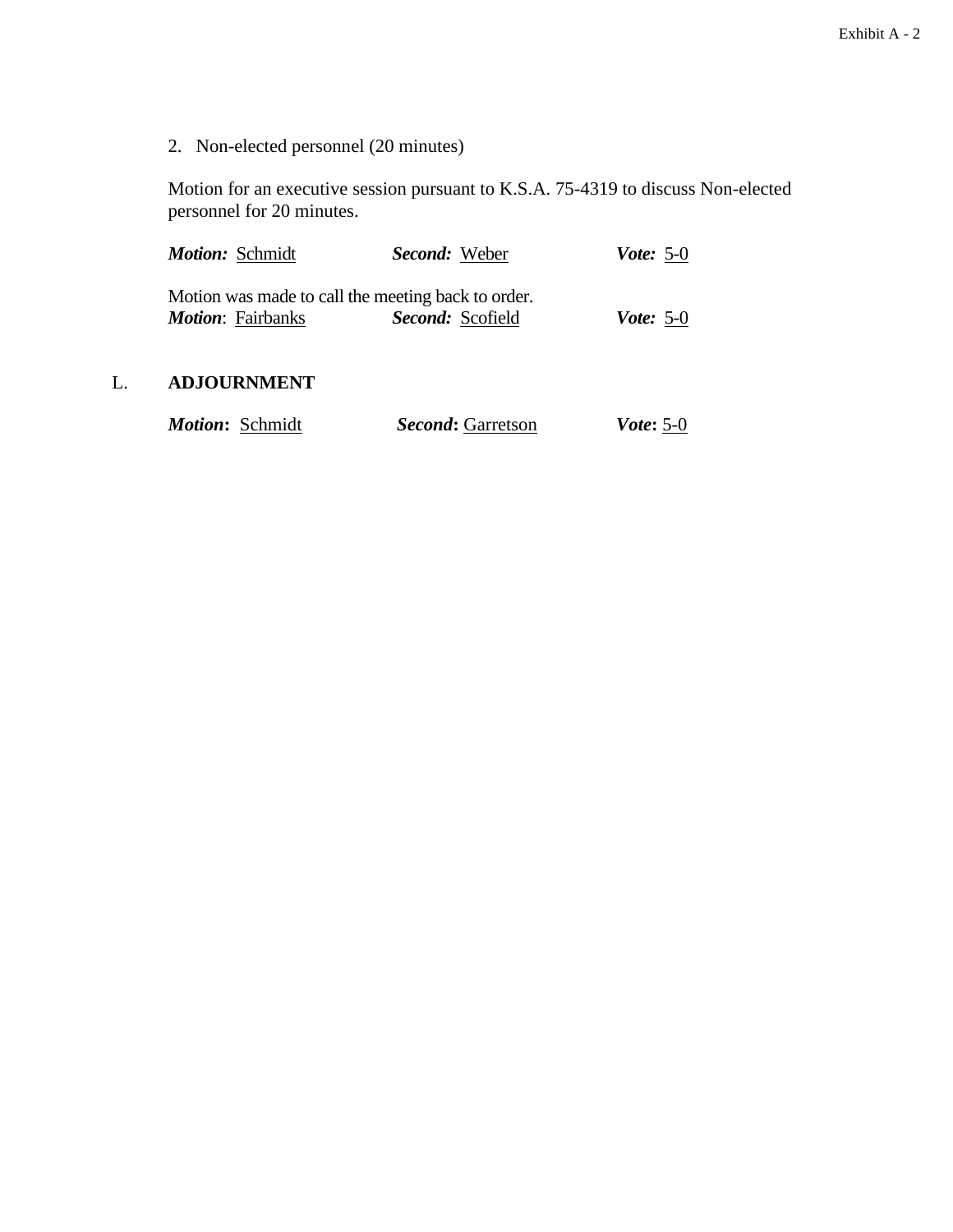2. Non-elected personnel (20 minutes)

Motion for an executive session pursuant to K.S.A. 75-4319 to discuss Non-elected personnel for 20 minutes.

***Motion:*** Schmidt ***Second:*** Weber ***Vote:*** 5-0

Motion was made to call the meeting back to order.
***Motion***: Fairbanks ***Second:*** Scofield ***Vote:*** 5-0

L. **ADJOURNMENT**

***Motion*:** Schmidt ***Second*:** Garretson ***Vote*:** 5-0